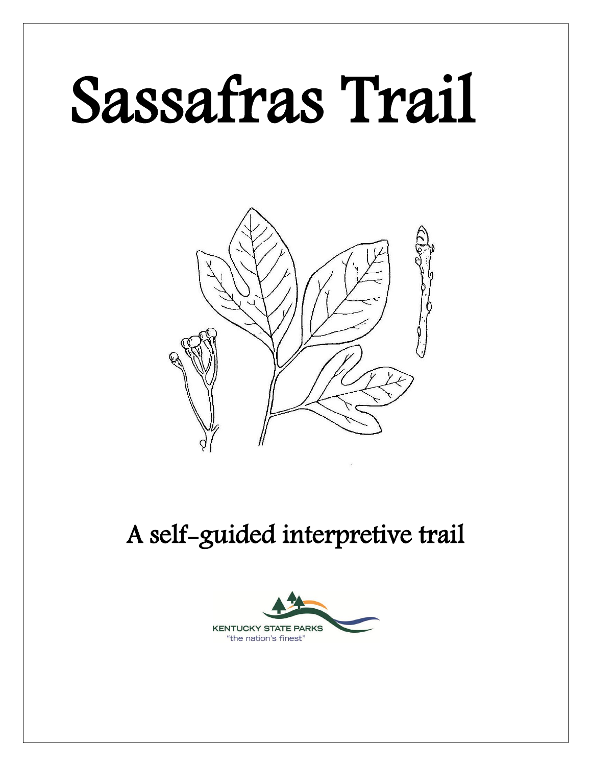# Sassafras Trail

## A self-guided interpretive trail

KENTUCKY STATE PARKS
"the nation's finest"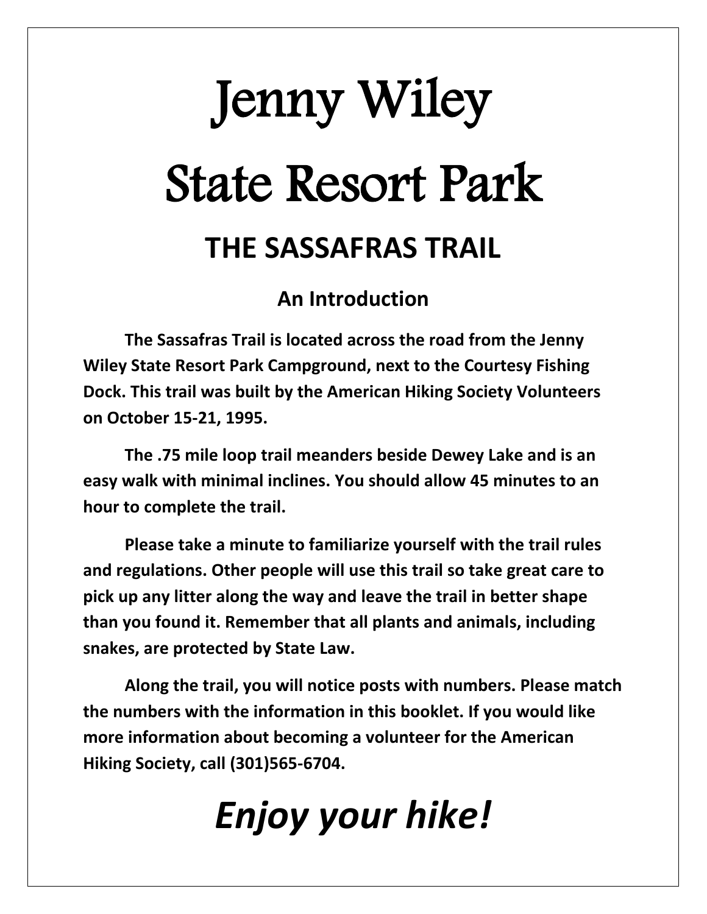# Jenny Wiley State Resort Park

## THE SASSAFRAS TRAIL

### An Introduction

**The Sassafras Trail is located across the road from the Jenny Wiley State Resort Park Campground, next to the Courtesy Fishing Dock. This trail was built by the American Hiking Society Volunteers on October 15-21, 1995.**

**The .75 mile loop trail meanders beside Dewey Lake and is an easy walk with minimal inclines. You should allow 45 minutes to an hour to complete the trail.**

**Please take a minute to familiarize yourself with the trail rules and regulations. Other people will use this trail so take great care to pick up any litter along the way and leave the trail in better shape than you found it. Remember that all plants and animals, including snakes, are protected by State Law.**

**Along the trail, you will notice posts with numbers. Please match the numbers with the information in this booklet. If you would like more information about becoming a volunteer for the American Hiking Society, call (301)565-6704.**

# ***Enjoy your hike!***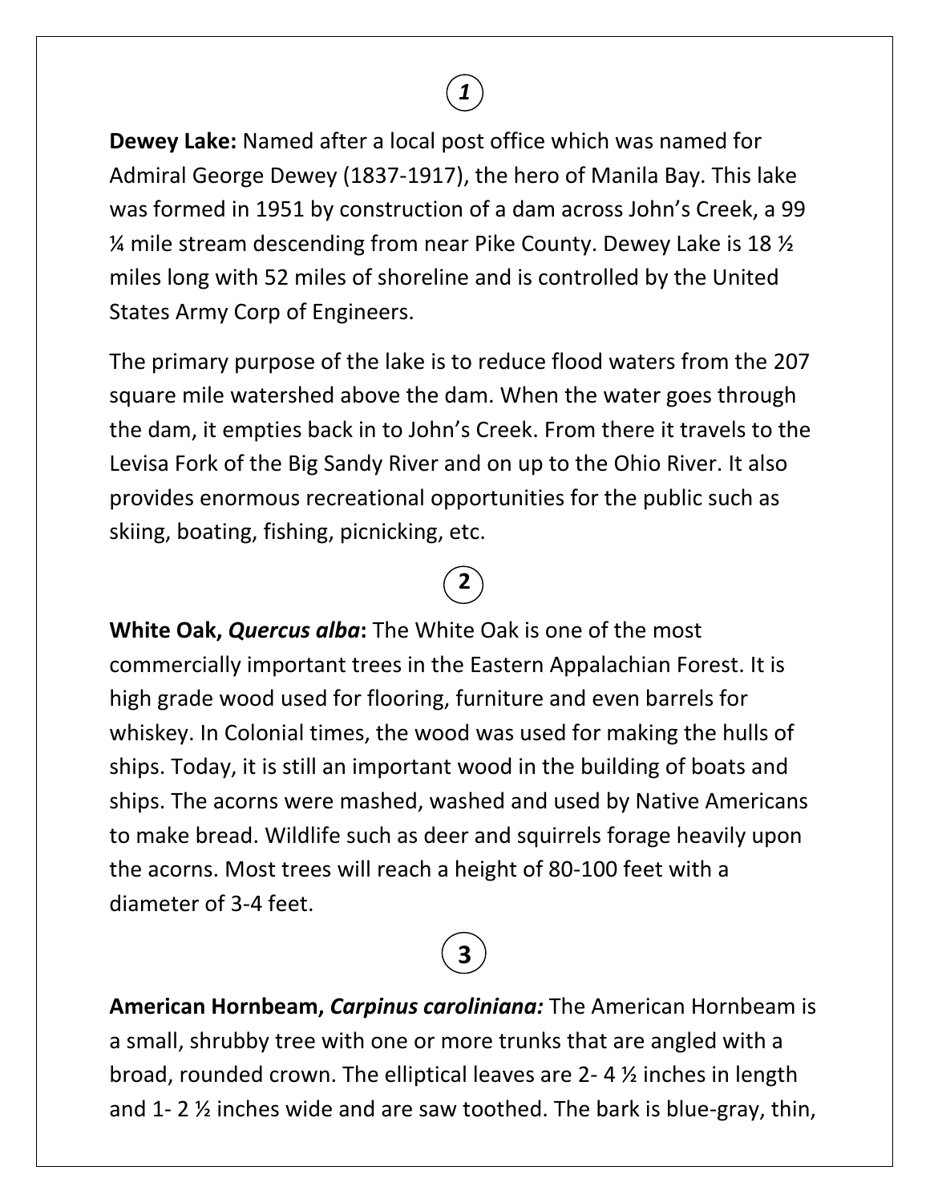*1*

**Dewey Lake:** Named after a local post office which was named for Admiral George Dewey (1837-1917), the hero of Manila Bay. This lake was formed in 1951 by construction of a dam across John's Creek, a 99 ¼ mile stream descending from near Pike County. Dewey Lake is 18 ½ miles long with 52 miles of shoreline and is controlled by the United States Army Corp of Engineers.

The primary purpose of the lake is to reduce flood waters from the 207 square mile watershed above the dam. When the water goes through the dam, it empties back in to John's Creek. From there it travels to the Levisa Fork of the Big Sandy River and on up to the Ohio River. It also provides enormous recreational opportunities for the public such as skiing, boating, fishing, picnicking, etc.

**2**

**White Oak, *Quercus alba*:** The White Oak is one of the most commercially important trees in the Eastern Appalachian Forest. It is high grade wood used for flooring, furniture and even barrels for whiskey. In Colonial times, the wood was used for making the hulls of ships. Today, it is still an important wood in the building of boats and ships. The acorns were mashed, washed and used by Native Americans to make bread. Wildlife such as deer and squirrels forage heavily upon the acorns. Most trees will reach a height of 80-100 feet with a diameter of 3-4 feet.

**3**

**American Hornbeam, *Carpinus caroliniana*:** The American Hornbeam is a small, shrubby tree with one or more trunks that are angled with a broad, rounded crown. The elliptical leaves are 2- 4 ½ inches in length and 1- 2 ½ inches wide and are saw toothed. The bark is blue-gray, thin,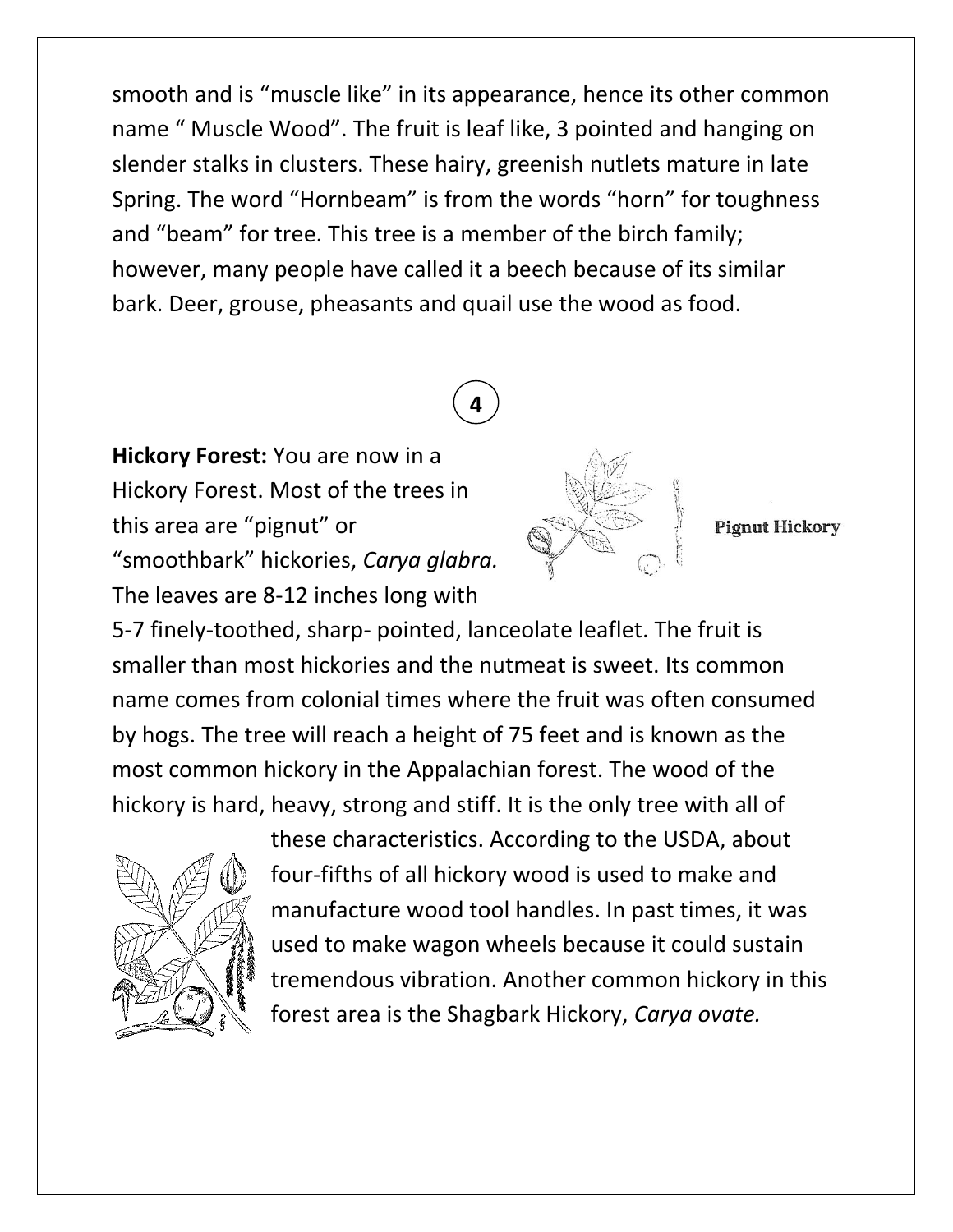smooth and is “muscle like” in its appearance, hence its other common name “ Muscle Wood”. The fruit is leaf like, 3 pointed and hanging on slender stalks in clusters. These hairy, greenish nutlets mature in late Spring. The word “Hornbeam” is from the words “horn” for toughness and “beam” for tree. This tree is a member of the birch family; however, many people have called it a beech because of its similar bark. Deer, grouse, pheasants and quail use the wood as food.

## 4

**Hickory Forest:** You are now in a Hickory Forest. Most of the trees in this area are “pignut” or “smoothbark” hickories, *Carya glabra.* The leaves are 8-12 inches long with 5-7 finely-toothed, sharp- pointed, lanceolate leaflet. The fruit is smaller than most hickories and the nutmeat is sweet. Its common name comes from colonial times where the fruit was often consumed by hogs. The tree will reach a height of 75 feet and is known as the most common hickory in the Appalachian forest. The wood of the hickory is hard, heavy, strong and stiff. It is the only tree with all of these characteristics. According to the USDA, about four-fifths of all hickory wood is used to make and manufacture wood tool handles. In past times, it was used to make wagon wheels because it could sustain tremendous vibration. Another common hickory in this forest area is the Shagbark Hickory, *Carya ovate.*

Pignut Hickory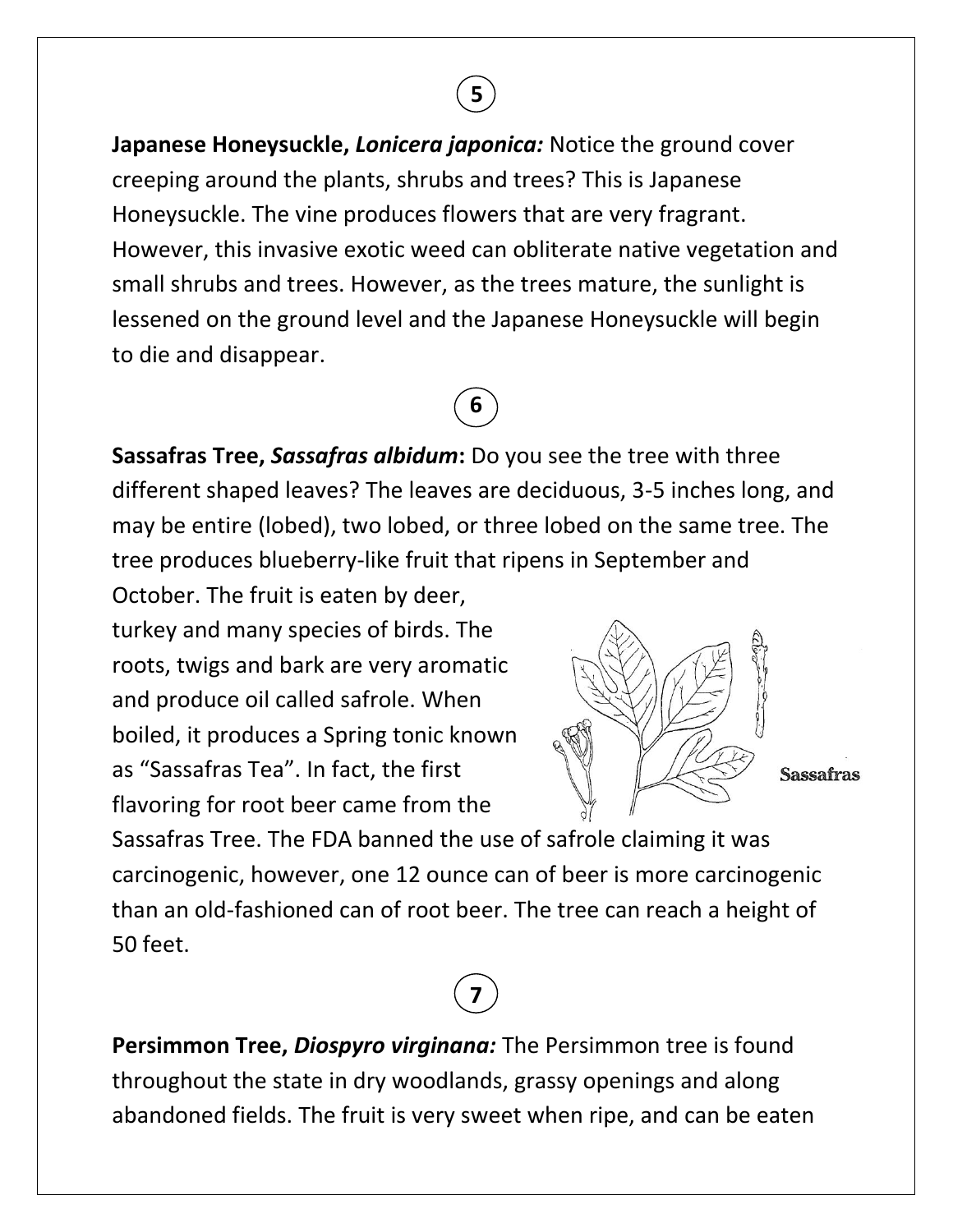5

**Japanese Honeysuckle, *Lonicera japonica:*** Notice the ground cover creeping around the plants, shrubs and trees? This is Japanese Honeysuckle. The vine produces flowers that are very fragrant. However, this invasive exotic weed can obliterate native vegetation and small shrubs and trees. However, as the trees mature, the sunlight is lessened on the ground level and the Japanese Honeysuckle will begin to die and disappear.

6

**Sassafras Tree, *Sassafras albidum*:** Do you see the tree with three different shaped leaves? The leaves are deciduous, 3-5 inches long, and may be entire (lobed), two lobed, or three lobed on the same tree. The tree produces blueberry-like fruit that ripens in September and October. The fruit is eaten by deer, turkey and many species of birds. The roots, twigs and bark are very aromatic and produce oil called safrole. When boiled, it produces a Spring tonic known as "Sassafras Tea". In fact, the first flavoring for root beer came from the Sassafras Tree. The FDA banned the use of safrole claiming it was carcinogenic, however, one 12 ounce can of beer is more carcinogenic than an old-fashioned can of root beer. The tree can reach a height of 50 feet.

Sassafras

7

**Persimmon Tree, *Diospyro virginana:*** The Persimmon tree is found throughout the state in dry woodlands, grassy openings and along abandoned fields. The fruit is very sweet when ripe, and can be eaten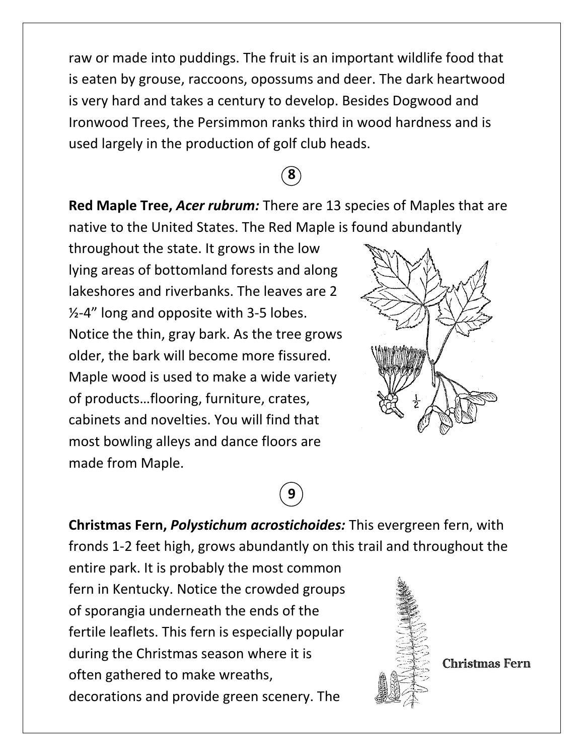raw or made into puddings. The fruit is an important wildlife food that is eaten by grouse, raccoons, opossums and deer. The dark heartwood is very hard and takes a century to develop. Besides Dogwood and Ironwood Trees, the Persimmon ranks third in wood hardness and is used largely in the production of golf club heads.

**8**

**Red Maple Tree, *Acer rubrum:*** There are 13 species of Maples that are native to the United States. The Red Maple is found abundantly throughout the state. It grows in the low lying areas of bottomland forests and along lakeshores and riverbanks. The leaves are 2 ½-4" long and opposite with 3-5 lobes. Notice the thin, gray bark. As the tree grows older, the bark will become more fissured. Maple wood is used to make a wide variety of products…flooring, furniture, crates, cabinets and novelties. You will find that most bowling alleys and dance floors are made from Maple.

**9**

**Christmas Fern, *Polystichum acrostichoides:*** This evergreen fern, with fronds 1-2 feet high, grows abundantly on this trail and throughout the entire park. It is probably the most common fern in Kentucky. Notice the crowded groups of sporangia underneath the ends of the fertile leaflets. This fern is especially popular during the Christmas season where it is often gathered to make wreaths, decorations and provide green scenery. The

Christmas Fern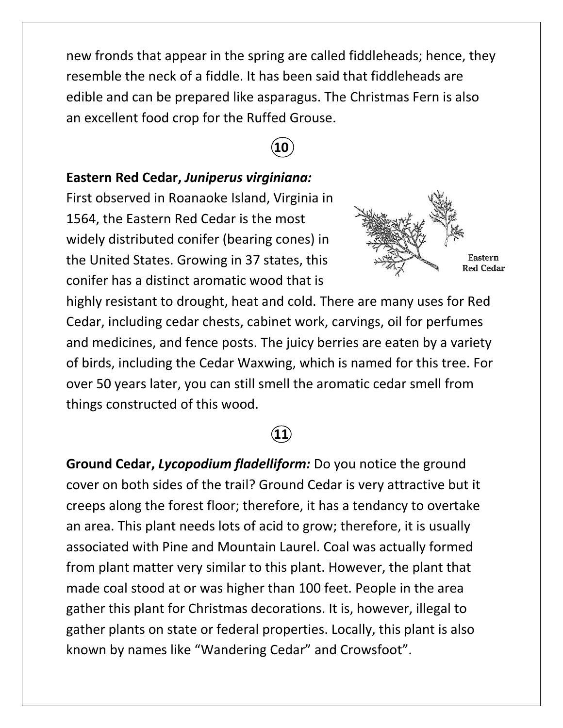new fronds that appear in the spring are called fiddleheads; hence, they resemble the neck of a fiddle. It has been said that fiddleheads are edible and can be prepared like asparagus. The Christmas Fern is also an excellent food crop for the Ruffed Grouse.

⑩

**Eastern Red Cedar, *Juniperus virginiana:***
First observed in Roanaoke Island, Virginia in 1564, the Eastern Red Cedar is the most widely distributed conifer (bearing cones) in the United States. Growing in 37 states, this conifer has a distinct aromatic wood that is highly resistant to drought, heat and cold. There are many uses for Red Cedar, including cedar chests, cabinet work, carvings, oil for perfumes and medicines, and fence posts. The juicy berries are eaten by a variety of birds, including the Cedar Waxwing, which is named for this tree. For over 50 years later, you can still smell the aromatic cedar smell from things constructed of this wood.

Eastern Red Cedar

⑪

**Ground Cedar, *Lycopodium fladelliform:*** Do you notice the ground cover on both sides of the trail? Ground Cedar is very attractive but it creeps along the forest floor; therefore, it has a tendancy to overtake an area. This plant needs lots of acid to grow; therefore, it is usually associated with Pine and Mountain Laurel. Coal was actually formed from plant matter very similar to this plant. However, the plant that made coal stood at or was higher than 100 feet. People in the area gather this plant for Christmas decorations. It is, however, illegal to gather plants on state or federal properties. Locally, this plant is also known by names like "Wandering Cedar" and Crowsfoot".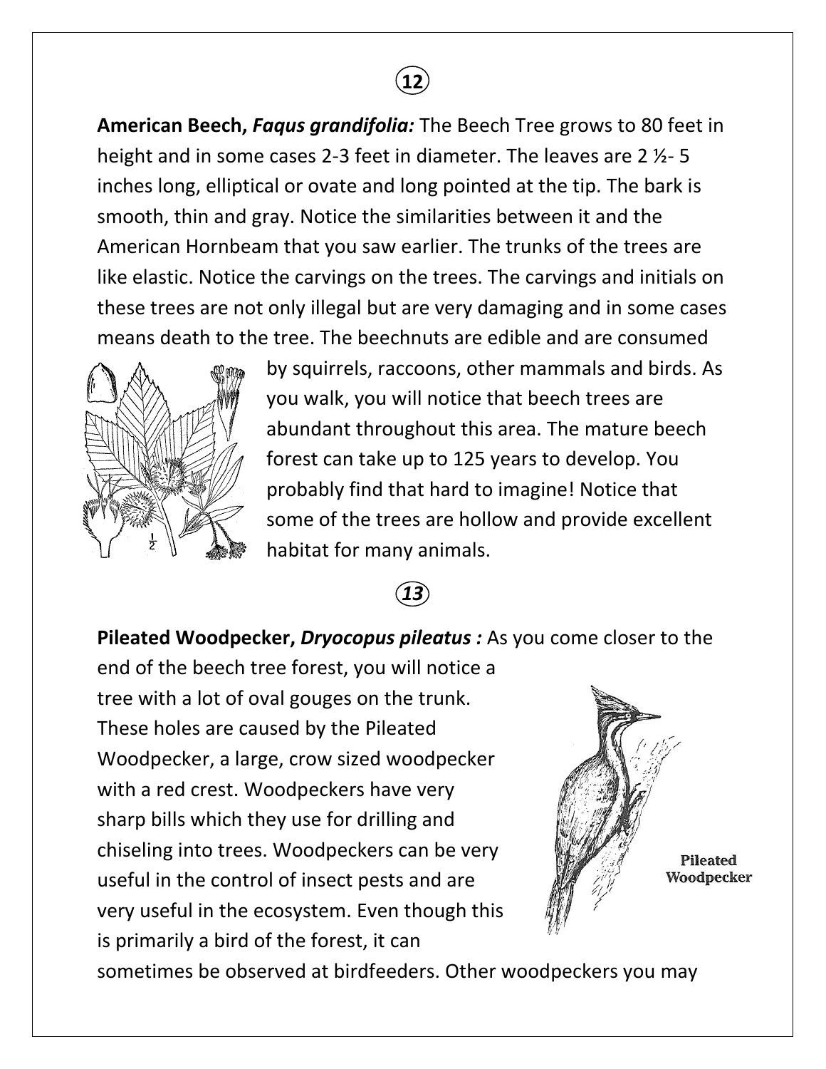**12**

**American Beech,** ***Faqus grandifolia:*** The Beech Tree grows to 80 feet in height and in some cases 2-3 feet in diameter. The leaves are 2 ½- 5 inches long, elliptical or ovate and long pointed at the tip. The bark is smooth, thin and gray. Notice the similarities between it and the American Hornbeam that you saw earlier. The trunks of the trees are like elastic. Notice the carvings on the trees. The carvings and initials on these trees are not only illegal but are very damaging and in some cases means death to the tree. The beechnuts are edible and are consumed by squirrels, raccoons, other mammals and birds. As you walk, you will notice that beech trees are abundant throughout this area. The mature beech forest can take up to 125 years to develop. You probably find that hard to imagine! Notice that some of the trees are hollow and provide excellent habitat for many animals.

***13***

**Pileated Woodpecker,** ***Dryocopus pileatus :*** As you come closer to the end of the beech tree forest, you will notice a tree with a lot of oval gouges on the trunk. These holes are caused by the Pileated Woodpecker, a large, crow sized woodpecker with a red crest. Woodpeckers have very sharp bills which they use for drilling and chiseling into trees. Woodpeckers can be very useful in the control of insect pests and are very useful in the ecosystem. Even though this is primarily a bird of the forest, it can sometimes be observed at birdfeeders. Other woodpeckers you may

Pileated Woodpecker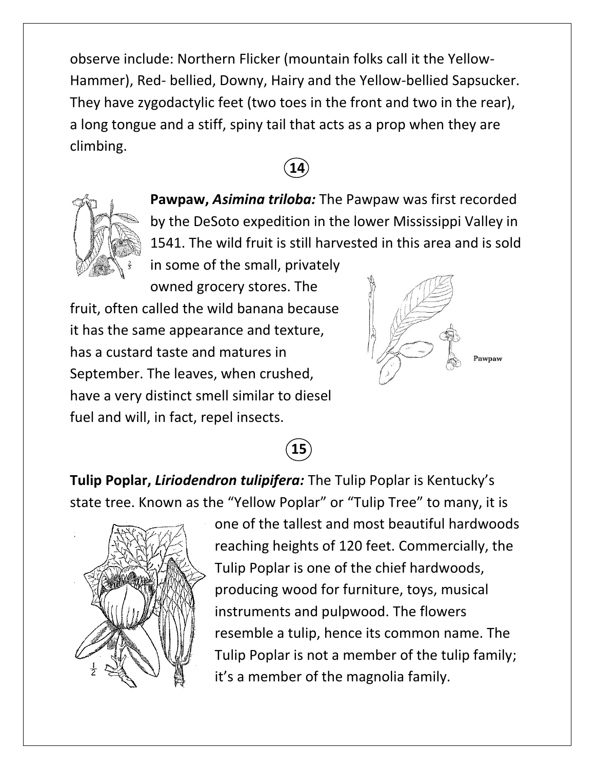observe include: Northern Flicker (mountain folks call it the Yellow-Hammer), Red- bellied, Downy, Hairy and the Yellow-bellied Sapsucker. They have zygodactylic feet (two toes in the front and two in the rear), a long tongue and a stiff, spiny tail that acts as a prop when they are climbing.

(14)

**Pawpaw, *Asimina triloba:*** The Pawpaw was first recorded by the DeSoto expedition in the lower Mississippi Valley in 1541. The wild fruit is still harvested in this area and is sold in some of the small, privately owned grocery stores. The fruit, often called the wild banana because it has the same appearance and texture, has a custard taste and matures in September. The leaves, when crushed, have a very distinct smell similar to diesel fuel and will, in fact, repel insects.

Pawpaw

(15)

**Tulip Poplar, *Liriodendron tulipifera:*** The Tulip Poplar is Kentucky's state tree. Known as the "Yellow Poplar" or "Tulip Tree" to many, it is one of the tallest and most beautiful hardwoods reaching heights of 120 feet. Commercially, the Tulip Poplar is one of the chief hardwoods, producing wood for furniture, toys, musical instruments and pulpwood. The flowers resemble a tulip, hence its common name. The Tulip Poplar is not a member of the tulip family; it's a member of the magnolia family.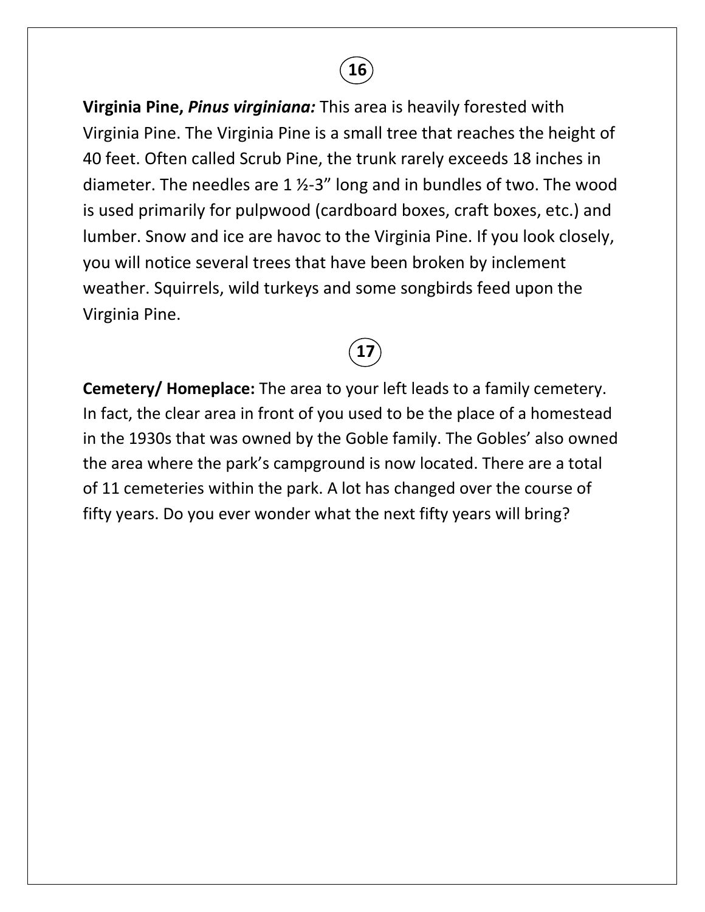**16**

**Virginia Pine, *Pinus virginiana:*** This area is heavily forested with Virginia Pine. The Virginia Pine is a small tree that reaches the height of 40 feet. Often called Scrub Pine, the trunk rarely exceeds 18 inches in diameter. The needles are 1 ½-3" long and in bundles of two. The wood is used primarily for pulpwood (cardboard boxes, craft boxes, etc.) and lumber. Snow and ice are havoc to the Virginia Pine. If you look closely, you will notice several trees that have been broken by inclement weather. Squirrels, wild turkeys and some songbirds feed upon the Virginia Pine.

**17**

**Cemetery/ Homeplace:** The area to your left leads to a family cemetery. In fact, the clear area in front of you used to be the place of a homestead in the 1930s that was owned by the Goble family. The Gobles' also owned the area where the park's campground is now located. There are a total of 11 cemeteries within the park. A lot has changed over the course of fifty years. Do you ever wonder what the next fifty years will bring?